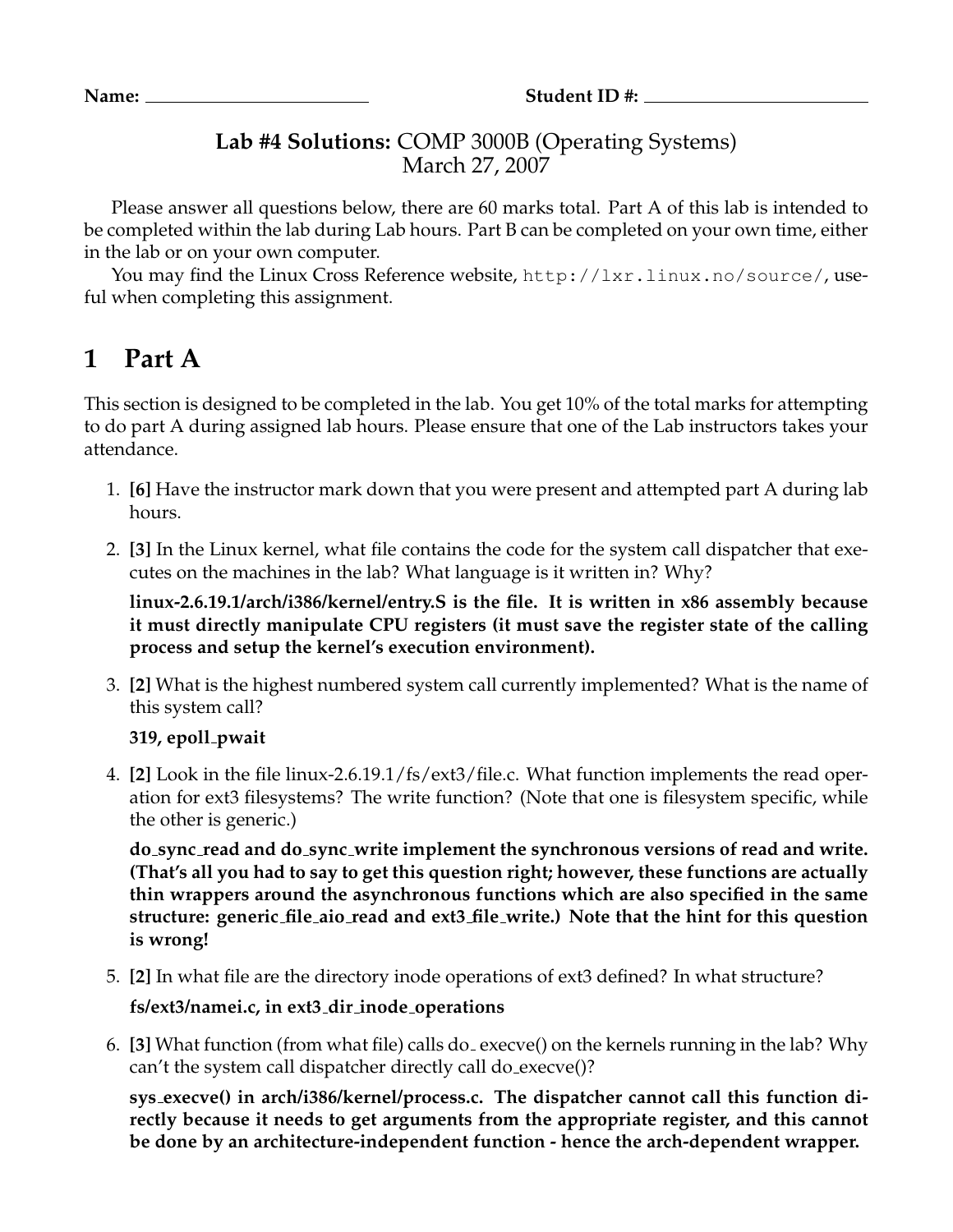**Name:** ______________________ **Student ID #:** ______________________

**Lab #4 Solutions:** COMP 3000B (Operating Systems)
March 27, 2007

Please answer all questions below, there are 60 marks total. Part A of this lab is intended to be completed within the lab during Lab hours. Part B can be completed on your own time, either in the lab or on your own computer.

You may find the Linux Cross Reference website, `http://lxr.linux.no/source/`, useful when completing this assignment.

# 1 Part A

This section is designed to be completed in the lab. You get 10% of the total marks for attempting to do part A during assigned lab hours. Please ensure that one of the Lab instructors takes your attendance.

1. **[6]** Have the instructor mark down that you were present and attempted part A during lab hours.

2. **[3]** In the Linux kernel, what file contains the code for the system call dispatcher that executes on the machines in the lab? What language is it written in? Why?

   **linux-2.6.19.1/arch/i386/kernel/entry.S is the file. It is written in x86 assembly because it must directly manipulate CPU registers (it must save the register state of the calling process and setup the kernel's execution environment).**

3. **[2]** What is the highest numbered system call currently implemented? What is the name of this system call?

   **319, epoll_pwait**

4. **[2]** Look in the file linux-2.6.19.1/fs/ext3/file.c. What function implements the read operation for ext3 filesystems? The write function? (Note that one is filesystem specific, while the other is generic.)

   **do_sync_read and do_sync_write implement the synchronous versions of read and write. (That's all you had to say to get this question right; however, these functions are actually thin wrappers around the asynchronous functions which are also specified in the same structure: generic_file_aio_read and ext3_file_write.) Note that the hint for this question is wrong!**

5. **[2]** In what file are the directory inode operations of ext3 defined? In what structure?

   **fs/ext3/namei.c, in ext3_dir_inode_operations**

6. **[3]** What function (from what file) calls do_ execve() on the kernels running in the lab? Why can't the system call dispatcher directly call do_execve()?

   **sys_execve() in arch/i386/kernel/process.c. The dispatcher cannot call this function directly because it needs to get arguments from the appropriate register, and this cannot be done by an architecture-independent function - hence the arch-dependent wrapper.**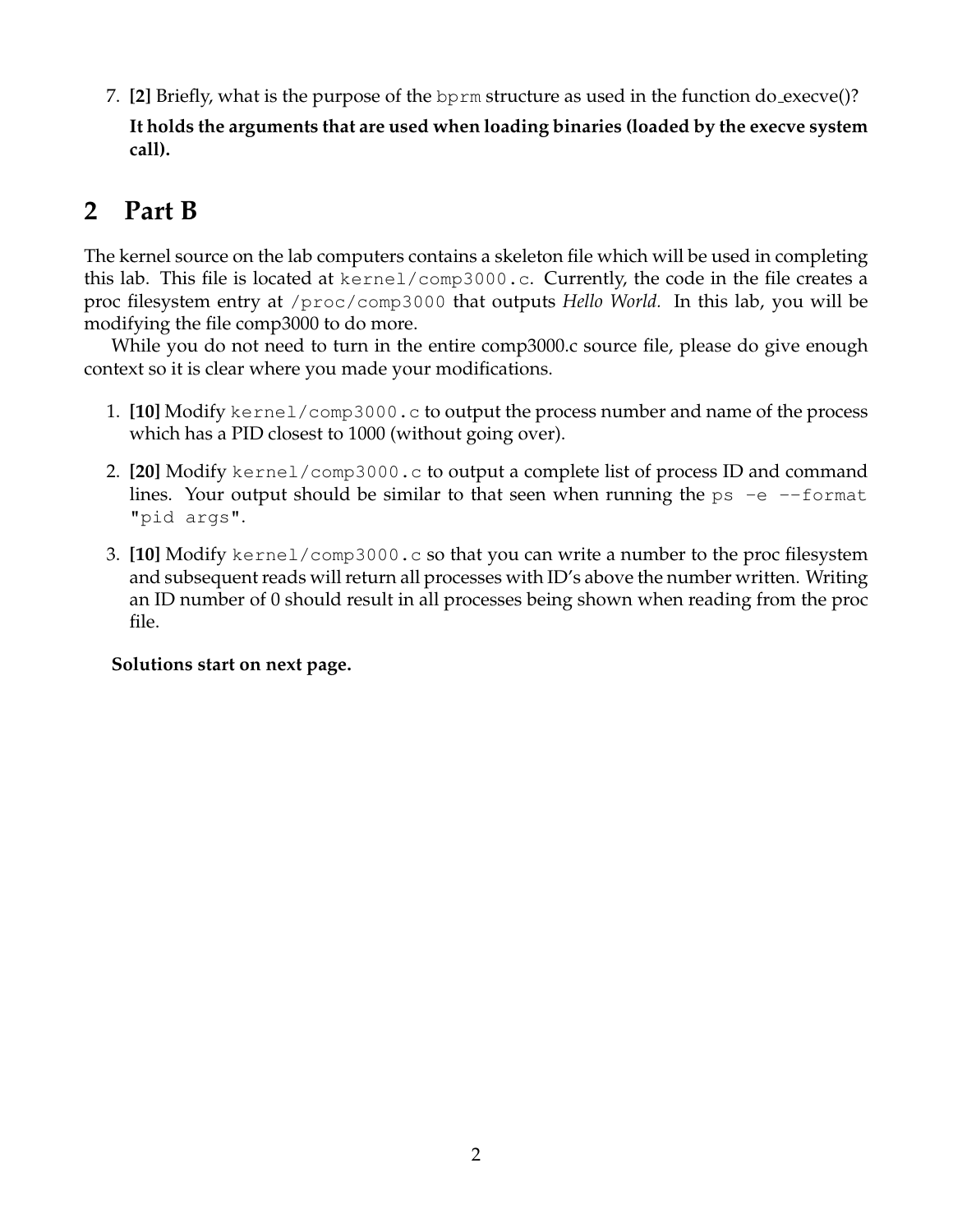7. **[2]** Briefly, what is the purpose of the `bprm` structure as used in the function do_execve()?

   **It holds the arguments that are used when loading binaries (loaded by the execve system call).**

## 2 Part B

The kernel source on the lab computers contains a skeleton file which will be used in completing this lab. This file is located at `kernel/comp3000.c`. Currently, the code in the file creates a proc filesystem entry at `/proc/comp3000` that outputs *Hello World.* In this lab, you will be modifying the file comp3000 to do more.

While you do not need to turn in the entire comp3000.c source file, please do give enough context so it is clear where you made your modifications.

1. **[10]** Modify `kernel/comp3000.c` to output the process number and name of the process which has a PID closest to 1000 (without going over).

2. **[20]** Modify `kernel/comp3000.c` to output a complete list of process ID and command lines. Your output should be similar to that seen when running the `ps -e --format "pid args"`.

3. **[10]** Modify `kernel/comp3000.c` so that you can write a number to the proc filesystem and subsequent reads will return all processes with ID's above the number written. Writing an ID number of 0 should result in all processes being shown when reading from the proc file.

**Solutions start on next page.**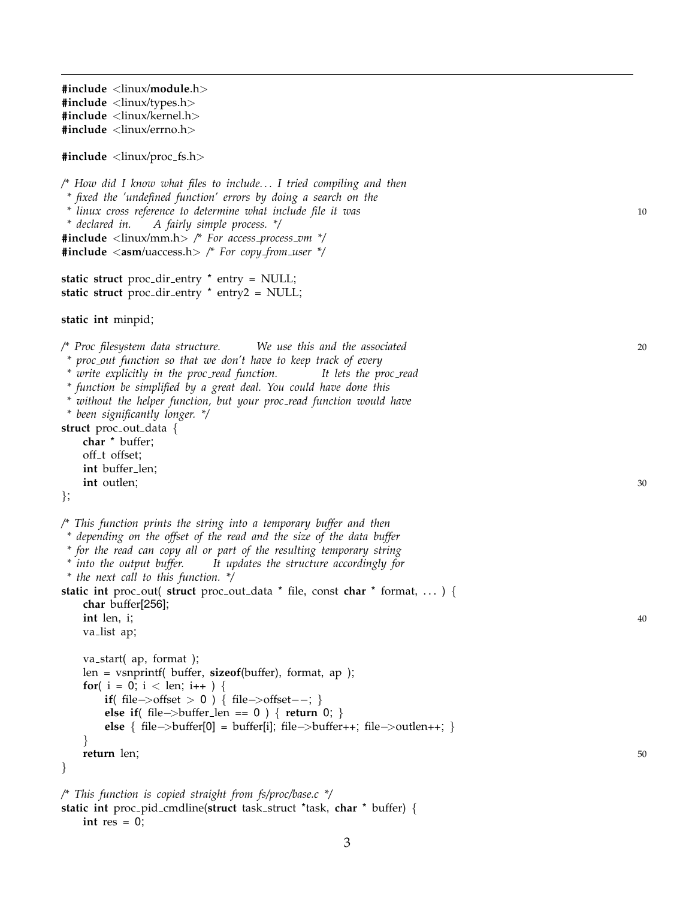```c
#include <linux/module.h>
#include <linux/types.h>
#include <linux/kernel.h>
#include <linux/errno.h>

#include <linux/proc_fs.h>

/* How did I know what files to include... I tried compiling and then
 * fixed the 'undefined function' errors by doing a search on the
 * linux cross reference to determine what include file it was
 * declared in.     A fairly simple process. */
#include <linux/mm.h> /* For access_process_vm */
#include <asm/uaccess.h> /* For copy_from_user */

static struct proc_dir_entry * entry = NULL;
static struct proc_dir_entry * entry2 = NULL;

static int minpid;

/* Proc filesystem data structure.        We use this and the associated
 * proc_out function so that we don't have to keep track of every
 * write explicitly in the proc_read function.        It lets the proc_read
 * function be simplified by a great deal. You could have done this
 * without the helper function, but your proc_read function would have
 * been significantly longer. */
struct proc_out_data {
    char * buffer;
    off_t offset;
    int buffer_len;
    int outlen;
};

/* This function prints the string into a temporary buffer and then
 * depending on the offset of the read and the size of the data buffer
 * for the read can copy all or part of the resulting temporary string
 * into the output buffer.      It updates the structure accordingly for
 * the next call to this function. */
static int proc_out( struct proc_out_data * file, const char * format, ... ) {
    char buffer[256];
    int len, i;
    va_list ap;

    va_start( ap, format );
    len = vsnprintf( buffer, sizeof(buffer), format, ap );
    for( i = 0; i < len; i++ ) {
        if( file->offset > 0 ) { file->offset--; }
        else if( file->buffer_len == 0 ) { return 0; }
        else { file->buffer[0] = buffer[i]; file->buffer++; file->outlen++; }
    }
    return len;
}

/* This function is copied straight from fs/proc/base.c */
static int proc_pid_cmdline(struct task_struct *task, char * buffer) {
    int res = 0;
```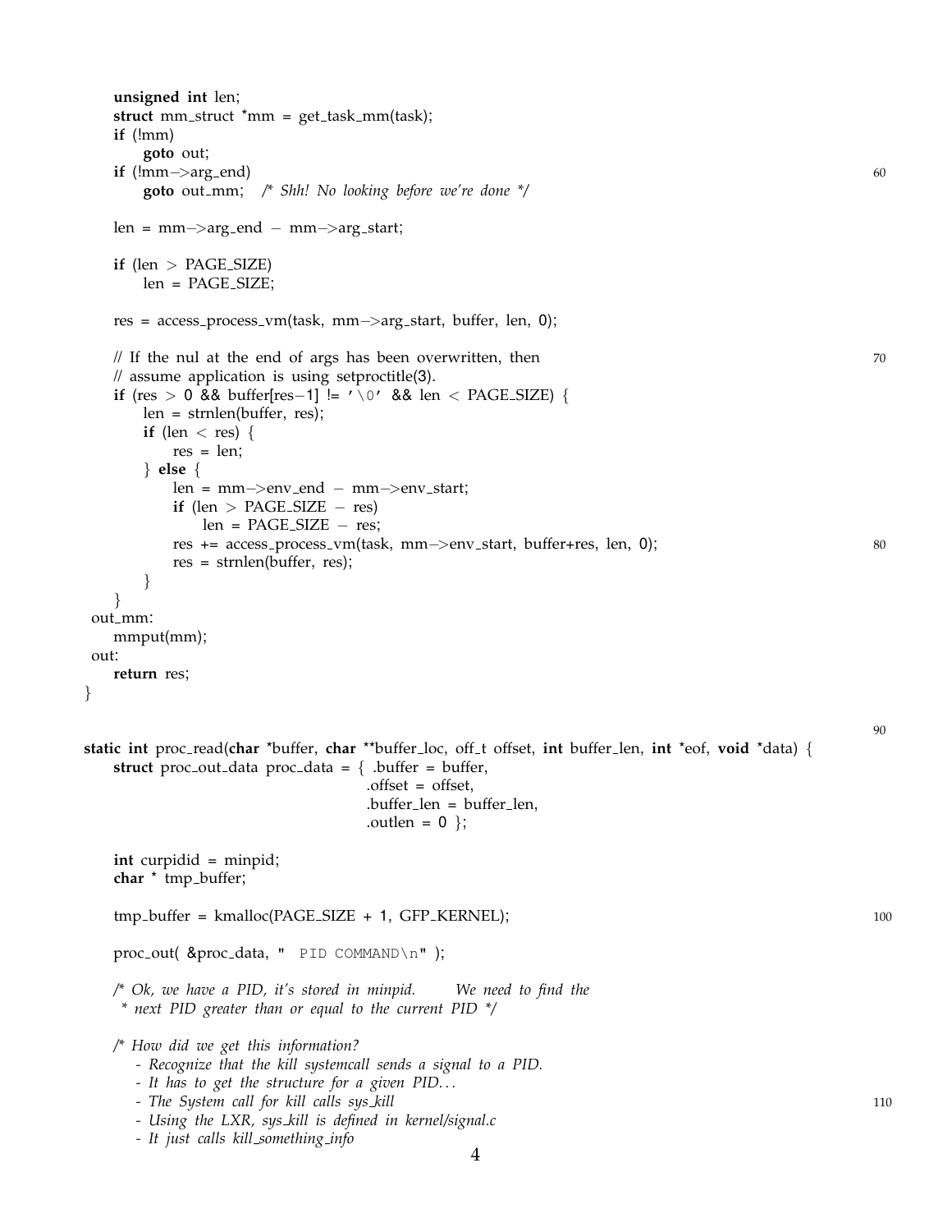```c
    unsigned int len;
    struct mm_struct *mm = get_task_mm(task);
    if (!mm)
        goto out;
    if (!mm->arg_end)
        goto out_mm;   /* Shh! No looking before we're done */

    len = mm->arg_end - mm->arg_start;

    if (len > PAGE_SIZE)
        len = PAGE_SIZE;

    res = access_process_vm(task, mm->arg_start, buffer, len, 0);

    // If the nul at the end of args has been overwritten, then
    // assume application is using setproctitle(3).
    if (res > 0 && buffer[res-1] != '\0' && len < PAGE_SIZE) {
        len = strnlen(buffer, res);
        if (len < res) {
            res = len;
        } else {
            len = mm->env_end - mm->env_start;
            if (len > PAGE_SIZE - res)
                len = PAGE_SIZE - res;
            res += access_process_vm(task, mm->env_start, buffer+res, len, 0);
            res = strnlen(buffer, res);
        }
    }
out_mm:
    mmput(mm);
out:
    return res;
}


static int proc_read(char *buffer, char **buffer_loc, off_t offset, int buffer_len, int *eof, void *data) {
    struct proc_out_data proc_data = { .buffer = buffer,
                                       .offset = offset,
                                       .buffer_len = buffer_len,
                                       .outlen = 0 };

    int curpidid = minpid;
    char * tmp_buffer;

    tmp_buffer = kmalloc(PAGE_SIZE + 1, GFP_KERNEL);

    proc_out( &proc_data, "  PID COMMAND\n" );

    /* Ok, we have a PID, it's stored in minpid.    We need to find the
     * next PID greater than or equal to the current PID */

    /* How did we get this information?
       - Recognize that the kill systemcall sends a signal to a PID.
       - It has to get the structure for a given PID...
       - The System call for kill calls sys_kill
       - Using the LXR, sys_kill is defined in kernel/signal.c
       - It just calls kill_something_info
```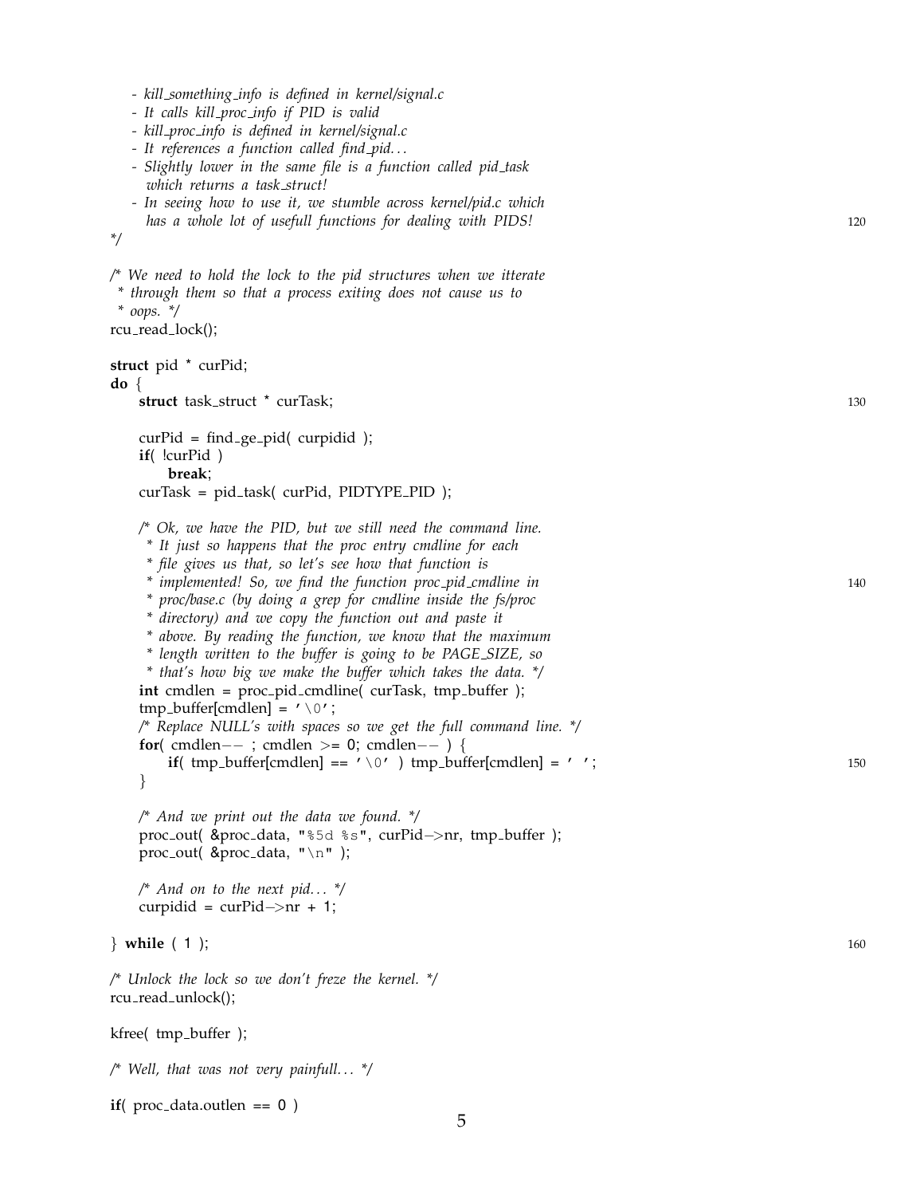```
    - kill_something_info is defined in kernel/signal.c
    - It calls kill_proc_info if PID is valid
    - kill_proc_info is defined in kernel/signal.c
    - It references a function called find_pid...
    - Slightly lower in the same file is a function called pid_task
      which returns a task_struct!
    - In seeing how to use it, we stumble across kernel/pid.c which
      has a whole lot of usefull functions for dealing with PIDS!
*/

/* We need to hold the lock to the pid structures when we itterate
 * through them so that a process exiting does not cause us to
 * oops. */
rcu_read_lock();

struct pid * curPid;
do {
    struct task_struct * curTask;

    curPid = find_ge_pid( curpidid );
    if( !curPid )
        break;
    curTask = pid_task( curPid, PIDTYPE_PID );

    /* Ok, we have the PID, but we still need the command line.
     * It just so happens that the proc entry cmdline for each
     * file gives us that, so let's see how that function is
     * implemented! So, we find the function proc_pid_cmdline in
     * proc/base.c (by doing a grep for cmdline inside the fs/proc
     * directory) and we copy the function out and paste it
     * above. By reading the function, we know that the maximum
     * length written to the buffer is going to be PAGE_SIZE, so
     * that's how big we make the buffer which takes the data. */
    int cmdlen = proc_pid_cmdline( curTask, tmp_buffer );
    tmp_buffer[cmdlen] = '\0';
    /* Replace NULL's with spaces so we get the full command line. */
    for( cmdlen-- ; cmdlen >= 0; cmdlen-- ) {
        if( tmp_buffer[cmdlen] == '\0' ) tmp_buffer[cmdlen] = ' ';
    }

    /* And we print out the data we found. */
    proc_out( &proc_data, "%5d %s", curPid->nr, tmp_buffer );
    proc_out( &proc_data, "\n" );

    /* And on to the next pid... */
    curpidid = curPid->nr + 1;

} while ( 1 );

/* Unlock the lock so we don't freze the kernel. */
rcu_read_unlock();

kfree( tmp_buffer );

/* Well, that was not very painfull... */

if( proc_data.outlen == 0 )
```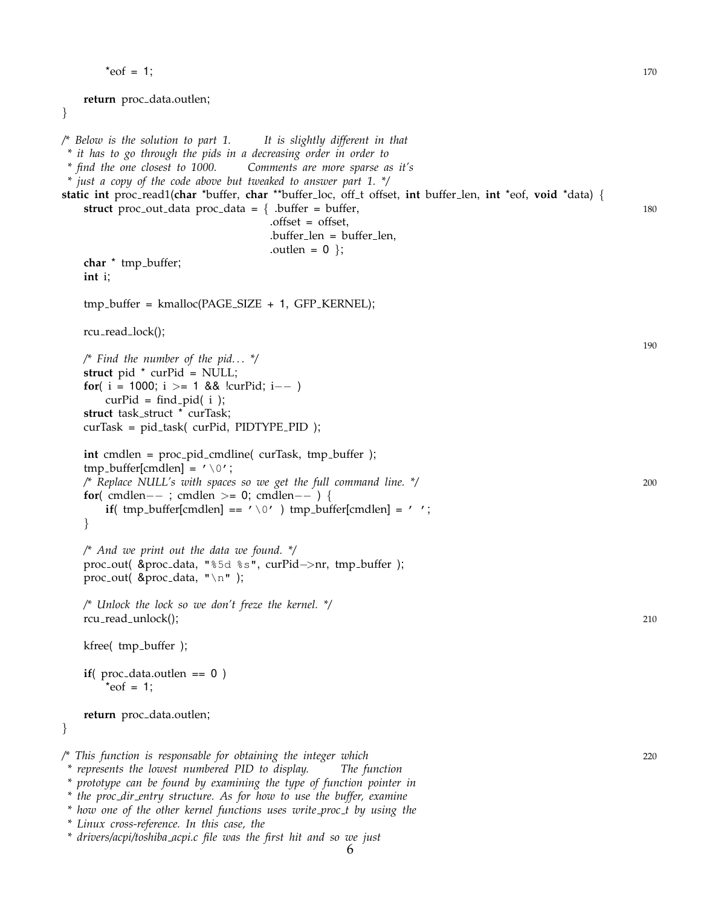```c
        *eof = 1;

    return proc_data.outlen;
}

/* Below is the solution to part 1.     It is slightly different in that
 * it has to go through the pids in a decreasing order in order to
 * find the one closest to 1000.     Comments are more sparse as it's
 * just a copy of the code above but tweaked to answer part 1. */
static int proc_read1(char *buffer, char **buffer_loc, off_t offset, int buffer_len, int *eof, void *data) {
    struct proc_out_data proc_data = { .buffer = buffer,
                                       .offset = offset,
                                       .buffer_len = buffer_len,
                                       .outlen = 0 };
    char * tmp_buffer;
    int i;

    tmp_buffer = kmalloc(PAGE_SIZE + 1, GFP_KERNEL);

    rcu_read_lock();

    /* Find the number of the pid... */
    struct pid * curPid = NULL;
    for( i = 1000; i >= 1 && !curPid; i-- )
        curPid = find_pid( i );
    struct task_struct * curTask;
    curTask = pid_task( curPid, PIDTYPE_PID );

    int cmdlen = proc_pid_cmdline( curTask, tmp_buffer );
    tmp_buffer[cmdlen] = '\0';
    /* Replace NULL's with spaces so we get the full command line. */
    for( cmdlen-- ; cmdlen >= 0; cmdlen-- ) {
        if( tmp_buffer[cmdlen] == '\0' ) tmp_buffer[cmdlen] = ' ';
    }

    /* And we print out the data we found. */
    proc_out( &proc_data, "%5d %s", curPid->nr, tmp_buffer );
    proc_out( &proc_data, "\n" );

    /* Unlock the lock so we don't freze the kernel. */
    rcu_read_unlock();

    kfree( tmp_buffer );

    if( proc_data.outlen == 0 )
        *eof = 1;

    return proc_data.outlen;
}

/* This function is responsable for obtaining the integer which
 * represents the lowest numbered PID to display.     The function
 * prototype can be found by examining the type of function pointer in
 * the proc_dir_entry structure. As for how to use the buffer, examine
 * how one of the other kernel functions uses write_proc_t by using the
 * Linux cross-reference. In this case, the
 * drivers/acpi/toshiba_acpi.c file was the first hit and so we just
```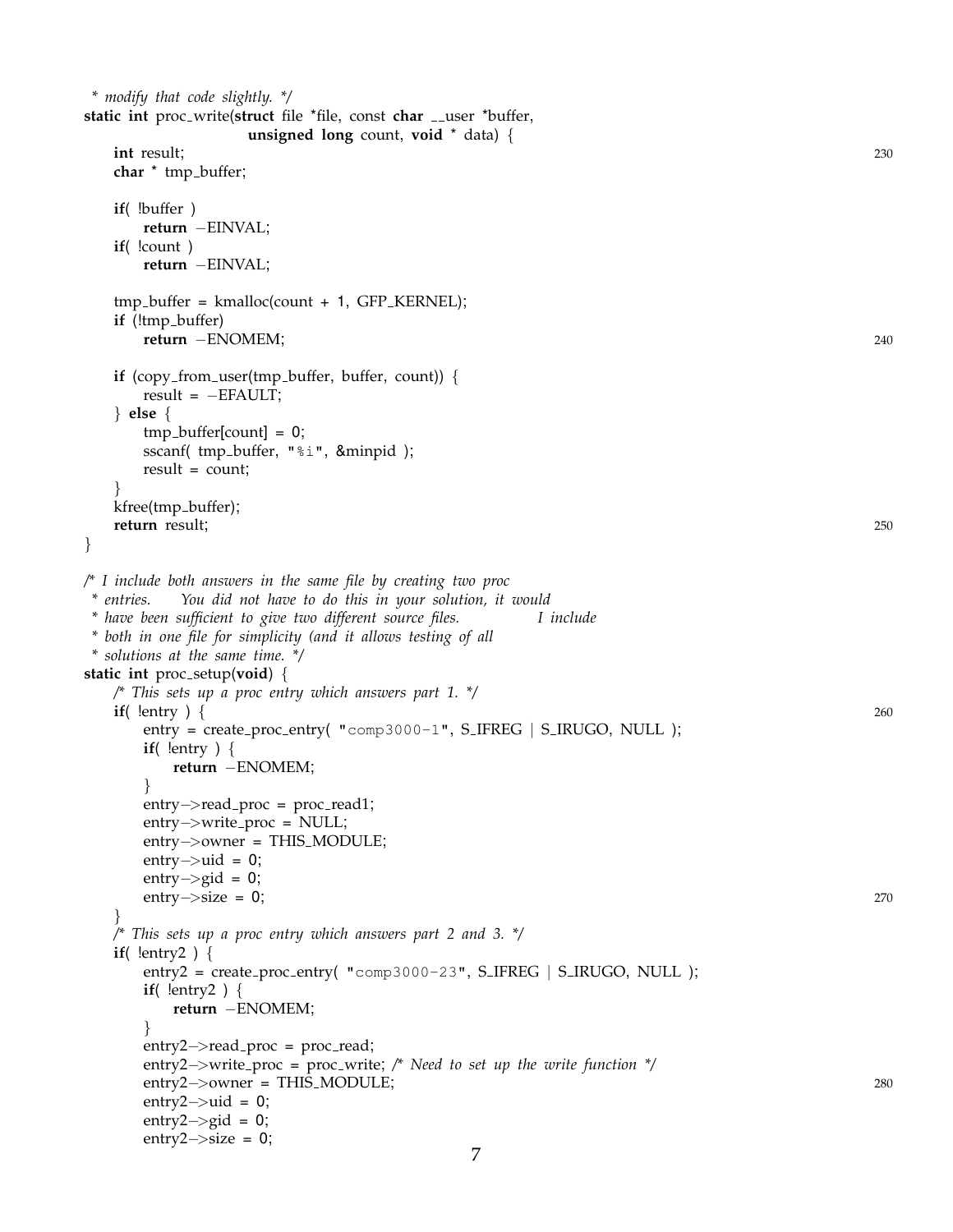```c
 * modify that code slightly. */
static int proc_write(struct file *file, const char __user *buffer,
                      unsigned long count, void * data) {
    int result;
    char * tmp_buffer;

    if( !buffer )
        return -EINVAL;
    if( !count )
        return -EINVAL;

    tmp_buffer = kmalloc(count + 1, GFP_KERNEL);
    if (!tmp_buffer)
        return -ENOMEM;

    if (copy_from_user(tmp_buffer, buffer, count)) {
        result = -EFAULT;
    } else {
        tmp_buffer[count] = 0;
        sscanf( tmp_buffer, "%i", &minpid );
        result = count;
    }
    kfree(tmp_buffer);
    return result;
}

/* I include both answers in the same file by creating two proc
 * entries.    You did not have to do this in your solution, it would
 * have been sufficient to give two different source files.         I include
 * both in one file for simplicity (and it allows testing of all
 * solutions at the same time. */
static int proc_setup(void) {
    /* This sets up a proc entry which answers part 1. */
    if( !entry ) {
        entry = create_proc_entry( "comp3000-1", S_IFREG | S_IRUGO, NULL );
        if( !entry ) {
            return -ENOMEM;
        }
        entry->read_proc = proc_read1;
        entry->write_proc = NULL;
        entry->owner = THIS_MODULE;
        entry->uid = 0;
        entry->gid = 0;
        entry->size = 0;
    }
    /* This sets up a proc entry which answers part 2 and 3. */
    if( !entry2 ) {
        entry2 = create_proc_entry( "comp3000-23", S_IFREG | S_IRUGO, NULL );
        if( !entry2 ) {
            return -ENOMEM;
        }
        entry2->read_proc = proc_read;
        entry2->write_proc = proc_write; /* Need to set up the write function */
        entry2->owner = THIS_MODULE;
        entry2->uid = 0;
        entry2->gid = 0;
        entry2->size = 0;
```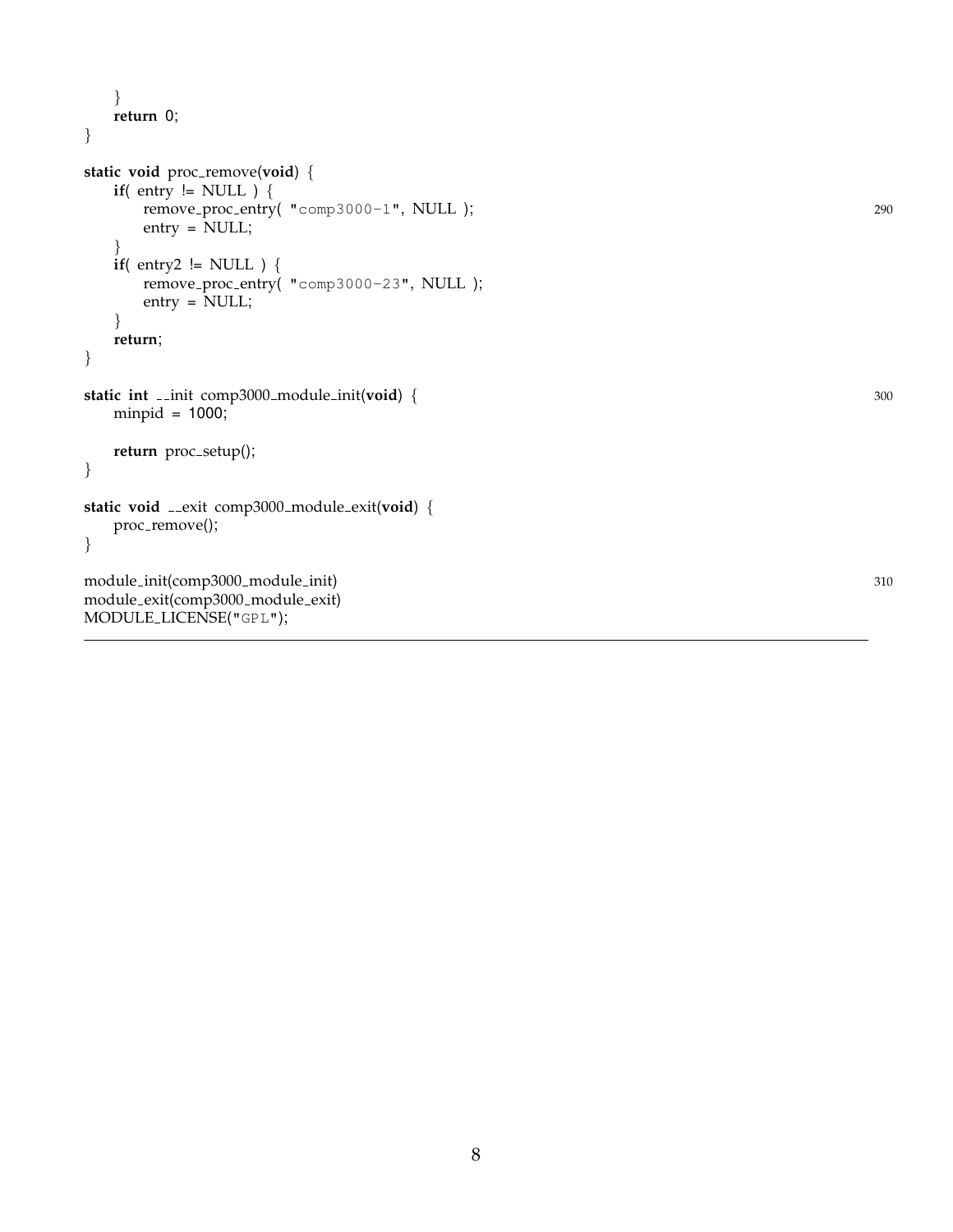```c
    }
    return 0;
}

static void proc_remove(void) {
    if( entry != NULL ) {
        remove_proc_entry( "comp3000-1", NULL );
        entry = NULL;
    }
    if( entry2 != NULL ) {
        remove_proc_entry( "comp3000-23", NULL );
        entry = NULL;
    }
    return;
}

static int __init comp3000_module_init(void) {
    minpid = 1000;

    return proc_setup();
}

static void __exit comp3000_module_exit(void) {
    proc_remove();
}

module_init(comp3000_module_init)
module_exit(comp3000_module_exit)
MODULE_LICENSE("GPL");
```